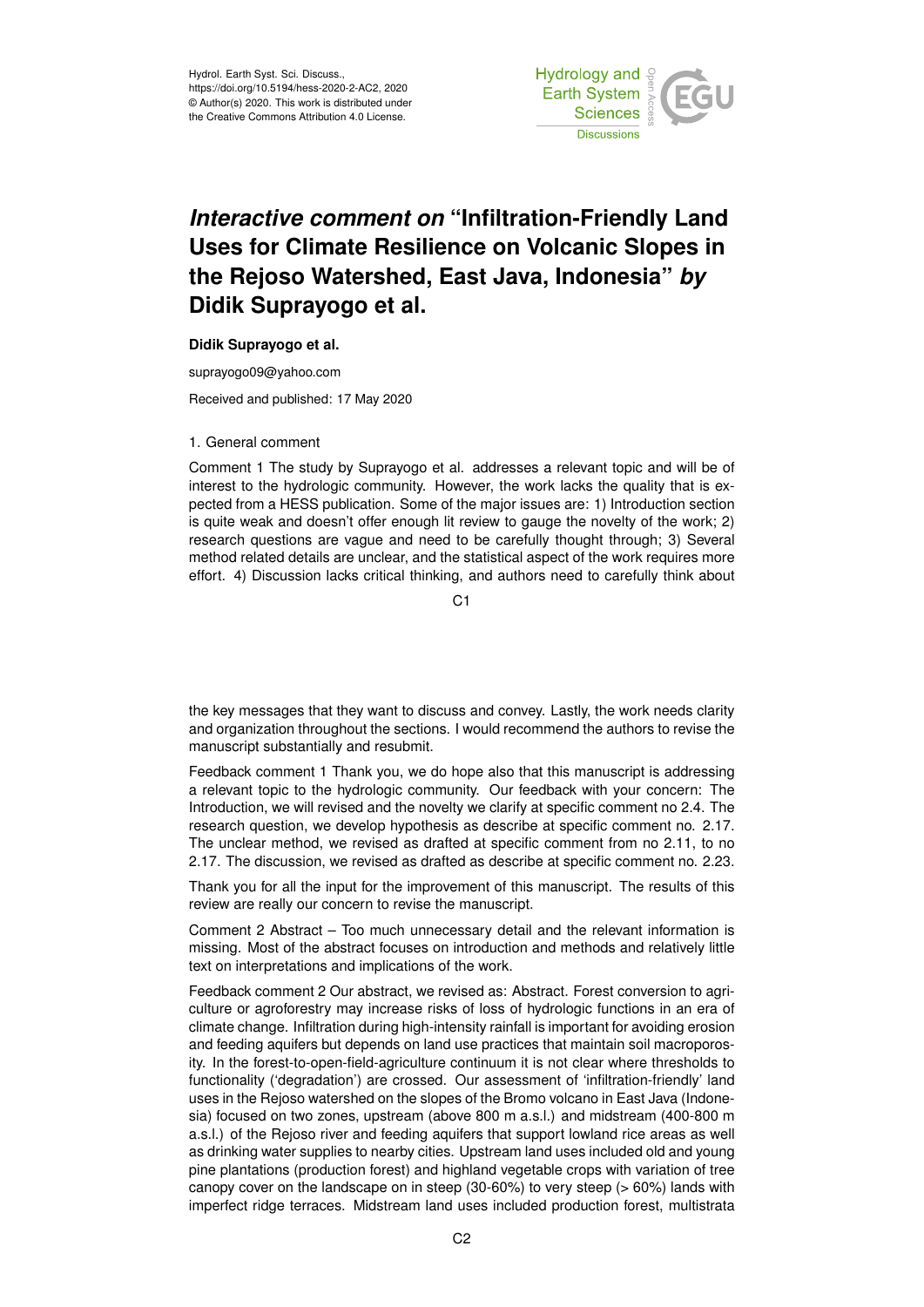# *Interactive comment on* "Infiltration-Friendly Land Uses for Climate Resilience on Volcanic Slopes in the Rejoso Watershed, East Java, Indonesia" *by* Didik Suprayogo et al.

**Didik Suprayogo et al.**

suprayogo09@yahoo.com

Received and published: 17 May 2020

1. General comment

Comment 1 The study by Suprayogo et al. addresses a relevant topic and will be of interest to the hydrologic community. However, the work lacks the quality that is expected from a HESS publication. Some of the major issues are: 1) Introduction section is quite weak and doesn't offer enough lit review to gauge the novelty of the work; 2) research questions are vague and need to be carefully thought through; 3) Several method related details are unclear, and the statistical aspect of the work requires more effort. 4) Discussion lacks critical thinking, and authors need to carefully think about the key messages that they want to discuss and convey. Lastly, the work needs clarity and organization throughout the sections. I would recommend the authors to revise the manuscript substantially and resubmit.

Feedback comment 1 Thank you, we do hope also that this manuscript is addressing a relevant topic to the hydrologic community. Our feedback with your concern: The Introduction, we will revised and the novelty we clarify at specific comment no 2.4. The research question, we develop hypothesis as describe at specific comment no. 2.17. The unclear method, we revised as drafted at specific comment from no 2.11, to no 2.17. The discussion, we revised as drafted as describe at specific comment no. 2.23.

Thank you for all the input for the improvement of this manuscript. The results of this review are really our concern to revise the manuscript.

Comment 2 Abstract – Too much unnecessary detail and the relevant information is missing. Most of the abstract focuses on introduction and methods and relatively little text on interpretations and implications of the work.

Feedback comment 2 Our abstract, we revised as: Abstract. Forest conversion to agriculture or agroforestry may increase risks of loss of hydrologic functions in an era of climate change. Infiltration during high-intensity rainfall is important for avoiding erosion and feeding aquifers but depends on land use practices that maintain soil macroporosity. In the forest-to-open-field-agriculture continuum it is not clear where thresholds to functionality ('degradation') are crossed. Our assessment of 'infiltration-friendly' land uses in the Rejoso watershed on the slopes of the Bromo volcano in East Java (Indonesia) focused on two zones, upstream (above 800 m a.s.l.) and midstream (400-800 m a.s.l.) of the Rejoso river and feeding aquifers that support lowland rice areas as well as drinking water supplies to nearby cities. Upstream land uses included old and young pine plantations (production forest) and highland vegetable crops with variation of tree canopy cover on the landscape on in steep (30-60%) to very steep (> 60%) lands with imperfect ridge terraces. Midstream land uses included production forest, multistrata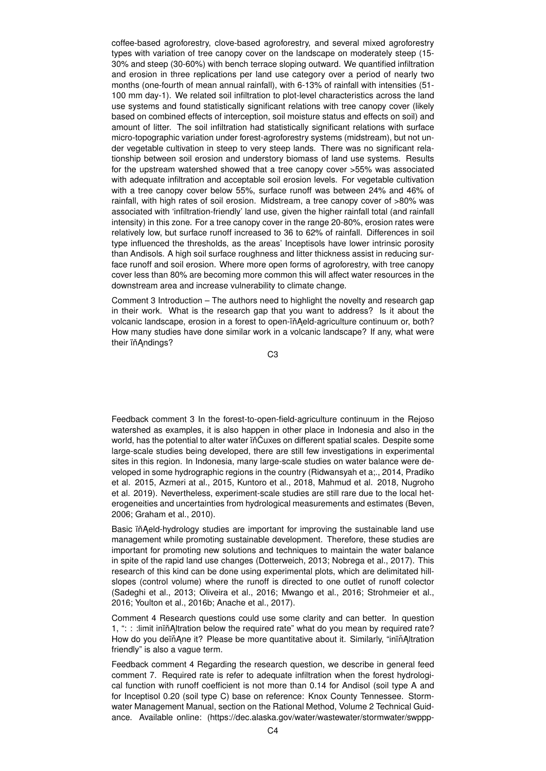coffee-based agroforestry, clove-based agroforestry, and several mixed agroforestry types with variation of tree canopy cover on the landscape on moderately steep (15-30% and steep (30-60%) with bench terrace sloping outward. We quantified infiltration and erosion in three replications per land use category over a period of nearly two months (one-fourth of mean annual rainfall), with 6-13% of rainfall with intensities (51-100 mm day-1). We related soil infiltration to plot-level characteristics across the land use systems and found statistically significant relations with tree canopy cover (likely based on combined effects of interception, soil moisture status and effects on soil) and amount of litter. The soil infiltration had statistically significant relations with surface micro-topographic variation under forest-agroforestry systems (midstream), but not under vegetable cultivation in steep to very steep lands. There was no significant relationship between soil erosion and understory biomass of land use systems. Results for the upstream watershed showed that a tree canopy cover >55% was associated with adequate infiltration and acceptable soil erosion levels. For vegetable cultivation with a tree canopy cover below 55%, surface runoff was between 24% and 46% of rainfall, with high rates of soil erosion. Midstream, a tree canopy cover of >80% was associated with 'infiltration-friendly' land use, given the higher rainfall total (and rainfall intensity) in this zone. For a tree canopy cover in the range 20-80%, erosion rates were relatively low, but surface runoff increased to 36 to 62% of rainfall. Differences in soil type influenced the thresholds, as the areas' Inceptisols have lower intrinsic porosity than Andisols. A high soil surface roughness and litter thickness assist in reducing surface runoff and soil erosion. Where more open forms of agroforestry, with tree canopy cover less than 80% are becoming more common this will affect water resources in the downstream area and increase vulnerability to climate change.

Comment 3 Introduction – The authors need to highlight the novelty and research gap in their work. What is the research gap that you want to address? Is it about the volcanic landscape, erosion in a forest to open-field-agriculture continuum or, both? How many studies have done similar work in a volcanic landscape? If any, what were their findings?

Feedback comment 3 In the forest-to-open-field-agriculture continuum in the Rejoso watershed as examples, it is also happen in other place in Indonesia and also in the world, has the potential to alter water fluxes on different spatial scales. Despite some large-scale studies being developed, there are still few investigations in experimental sites in this region. In Indonesia, many large-scale studies on water balance were developed in some hydrographic regions in the country (Ridwansyah et a;., 2014, Pradiko et al. 2015, Azmeri at al., 2015, Kuntoro et al., 2018, Mahmud et al. 2018, Nugroho et al. 2019). Nevertheless, experiment-scale studies are still rare due to the local heterogeneities and uncertainties from hydrological measurements and estimates (Beven, 2006; Graham et al., 2010).

Basic field-hydrology studies are important for improving the sustainable land use management while promoting sustainable development. Therefore, these studies are important for promoting new solutions and techniques to maintain the water balance in spite of the rapid land use changes (Dotterweich, 2013; Nobrega et al., 2017). This research of this kind can be done using experimental plots, which are delimitated hillslopes (control volume) where the runoff is directed to one outlet of runoff colector (Sadeghi et al., 2013; Oliveira et al., 2016; Mwango et al., 2016; Strohmeier et al., 2016; Youlton et al., 2016b; Anache et al., 2017).

Comment 4 Research questions could use some clarity and can better. In question 1, ": : :limit infiltration below the required rate" what do you mean by required rate? How do you define it? Please be more quantitative about it. Similarly, "infiltration friendly" is also a vague term.

Feedback comment 4 Regarding the research question, we describe in general feed comment 7. Required rate is refer to adequate infiltration when the forest hydrological function with runoff coefficient is not more than 0.14 for Andisol (soil type A and for Inceptisol 0.20 (soil type C) base on reference: Knox County Tennessee. Stormwater Management Manual, section on the Rational Method, Volume 2 Technical Guidance. Available online: (https://dec.alaska.gov/water/wastewater/stormwater/swppp-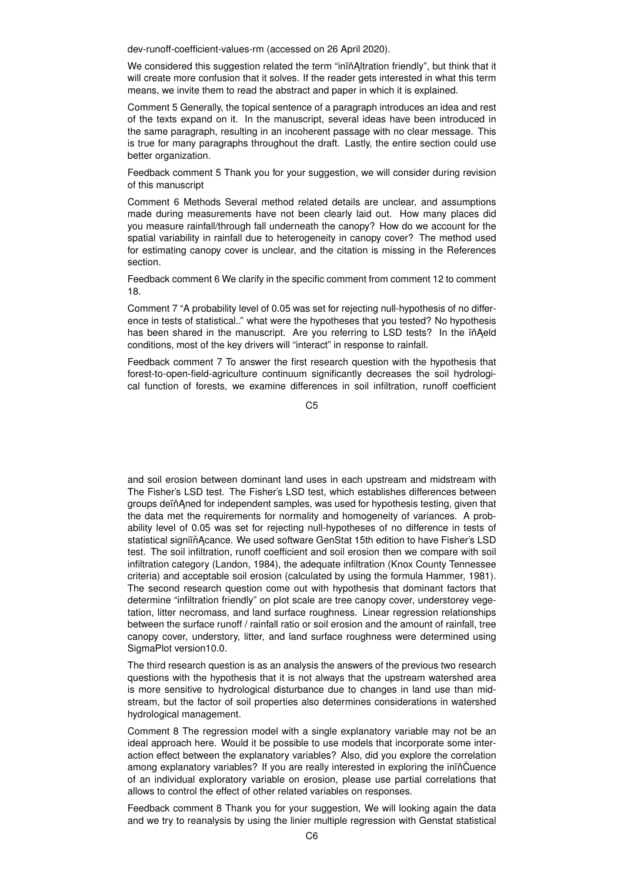dev-runoff-coefficient-values-rm (accessed on 26 April 2020).

We considered this suggestion related the term "inïňĄltration friendly", but think that it will create more confusion that it solves. If the reader gets interested in what this term means, we invite them to read the abstract and paper in which it is explained.

Comment 5 Generally, the topical sentence of a paragraph introduces an idea and rest of the texts expand on it. In the manuscript, several ideas have been introduced in the same paragraph, resulting in an incoherent passage with no clear message. This is true for many paragraphs throughout the draft. Lastly, the entire section could use better organization.

Feedback comment 5 Thank you for your suggestion, we will consider during revision of this manuscript

Comment 6 Methods Several method related details are unclear, and assumptions made during measurements have not been clearly laid out. How many places did you measure rainfall/through fall underneath the canopy? How do we account for the spatial variability in rainfall due to heterogeneity in canopy cover? The method used for estimating canopy cover is unclear, and the citation is missing in the References section.

Feedback comment 6 We clarify in the specific comment from comment 12 to comment 18.

Comment 7 "A probability level of 0.05 was set for rejecting null-hypothesis of no difference in tests of statistical.." what were the hypotheses that you tested? No hypothesis has been shared in the manuscript. Are you referring to LSD tests? In the ïňĄeld conditions, most of the key drivers will "interact" in response to rainfall.

Feedback comment 7 To answer the first research question with the hypothesis that forest-to-open-field-agriculture continuum significantly decreases the soil hydrological function of forests, we examine differences in soil infiltration, runoff coefficient and soil erosion between dominant land uses in each upstream and midstream with The Fisher's LSD test. The Fisher's LSD test, which establishes differences between groups deïňĄned for independent samples, was used for hypothesis testing, given that the data met the requirements for normality and homogeneity of variances. A probability level of 0.05 was set for rejecting null-hypotheses of no difference in tests of statistical signiïňĄcance. We used software GenStat 15th edition to have Fisher's LSD test. The soil infiltration, runoff coefficient and soil erosion then we compare with soil infiltration category (Landon, 1984), the adequate infiltration (Knox County Tennessee criteria) and acceptable soil erosion (calculated by using the formula Hammer, 1981). The second research question come out with hypothesis that dominant factors that determine "infiltration friendly" on plot scale are tree canopy cover, understorey vegetation, litter necromass, and land surface roughness. Linear regression relationships between the surface runoff / rainfall ratio or soil erosion and the amount of rainfall, tree canopy cover, understory, litter, and land surface roughness were determined using SigmaPlot version10.0.

The third research question is as an analysis the answers of the previous two research questions with the hypothesis that it is not always that the upstream watershed area is more sensitive to hydrological disturbance due to changes in land use than midstream, but the factor of soil properties also determines considerations in watershed hydrological management.

Comment 8 The regression model with a single explanatory variable may not be an ideal approach here. Would it be possible to use models that incorporate some interaction effect between the explanatory variables? Also, did you explore the correlation among explanatory variables? If you are really interested in exploring the inïňĆuence of an individual exploratory variable on erosion, please use partial correlations that allows to control the effect of other related variables on responses.

Feedback comment 8 Thank you for your suggestion, We will looking again the data and we try to reanalysis by using the linier multiple regression with Genstat statistical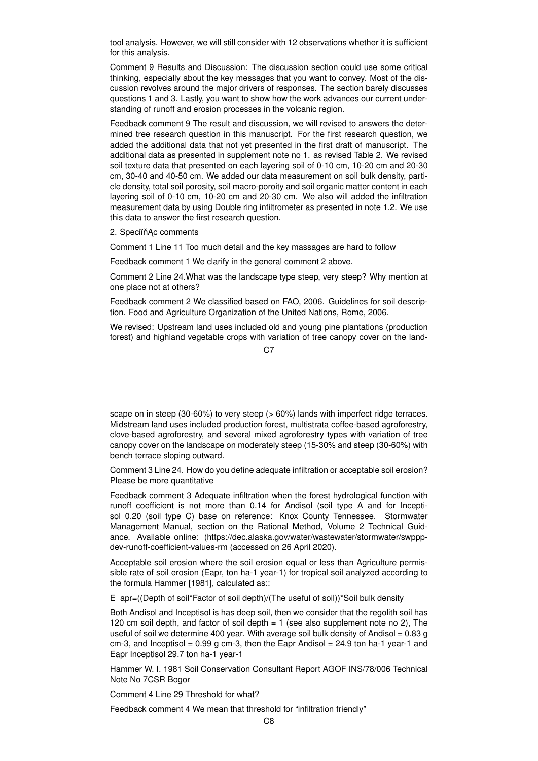tool analysis. However, we will still consider with 12 observations whether it is sufficient for this analysis.

Comment 9 Results and Discussion: The discussion section could use some critical thinking, especially about the key messages that you want to convey. Most of the discussion revolves around the major drivers of responses. The section barely discusses questions 1 and 3. Lastly, you want to show how the work advances our current understanding of runoff and erosion processes in the volcanic region.

Feedback comment 9 The result and discussion, we will revised to answers the determined tree research question in this manuscript. For the first research question, we added the additional data that not yet presented in the first draft of manuscript. The additional data as presented in supplement note no 1. as revised Table 2. We revised soil texture data that presented on each layering soil of 0-10 cm, 10-20 cm and 20-30 cm, 30-40 and 40-50 cm. We added our data measurement on soil bulk density, particle density, total soil porosity, soil macro-poroity and soil organic matter content in each layering soil of 0-10 cm, 10-20 cm and 20-30 cm. We also will added the infiltration measurement data by using Double ring infiltrometer as presented in note 1.2. We use this data to answer the first research question.

2. SpeciïňĄc comments

Comment 1 Line 11 Too much detail and the key massages are hard to follow

Feedback comment 1 We clarify in the general comment 2 above.

Comment 2 Line 24.What was the landscape type steep, very steep? Why mention at one place not at others?

Feedback comment 2 We classified based on FAO, 2006. Guidelines for soil description. Food and Agriculture Organization of the United Nations, Rome, 2006.

We revised: Upstream land uses included old and young pine plantations (production forest) and highland vegetable crops with variation of tree canopy cover on the landscape on in steep (30-60%) to very steep (> 60%) lands with imperfect ridge terraces. Midstream land uses included production forest, multistrata coffee-based agroforestry, clove-based agroforestry, and several mixed agroforestry types with variation of tree canopy cover on the landscape on moderately steep (15-30% and steep (30-60%) with bench terrace sloping outward.

Comment 3 Line 24. How do you define adequate infiltration or acceptable soil erosion? Please be more quantitative

Feedback comment 3 Adequate infiltration when the forest hydrological function with runoff coefficient is not more than 0.14 for Andisol (soil type A and for Inceptisol 0.20 (soil type C) base on reference: Knox County Tennessee. Stormwater Management Manual, section on the Rational Method, Volume 2 Technical Guidance. Available online: (https://dec.alaska.gov/water/wastewater/stormwater/swppp-dev-runoff-coefficient-values-rm (accessed on 26 April 2020).

Acceptable soil erosion where the soil erosion equal or less than Agriculture permissible rate of soil erosion (Eapr, ton ha-1 year-1) for tropical soil analyzed according to the formula Hammer [1981], calculated as::

E_apr=((Depth of soil*Factor of soil depth)/(The useful of soil))*Soil bulk density

Both Andisol and Inceptisol is has deep soil, then we consider that the regolith soil has 120 cm soil depth, and factor of soil depth = 1 (see also supplement note no 2), The useful of soil we determine 400 year. With average soil bulk density of Andisol = 0.83 g cm-3, and Inceptisol = 0.99 g cm-3, then the Eapr Andisol = 24.9 ton ha-1 year-1 and Eapr Inceptisol 29.7 ton ha-1 year-1

Hammer W. I. 1981 Soil Conservation Consultant Report AGOF INS/78/006 Technical Note No 7CSR Bogor

Comment 4 Line 29 Threshold for what?

Feedback comment 4 We mean that threshold for "infiltration friendly"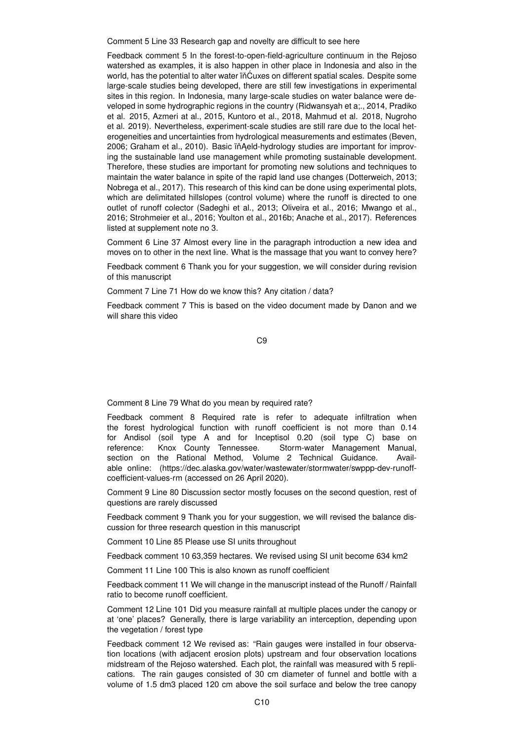Comment 5 Line 33 Research gap and novelty are difficult to see here

Feedback comment 5 In the forest-to-open-field-agriculture continuum in the Rejoso watershed as examples, it is also happen in other place in Indonesia and also in the world, has the potential to alter water ﬂuxes on different spatial scales. Despite some large-scale studies being developed, there are still few investigations in experimental sites in this region. In Indonesia, many large-scale studies on water balance were developed in some hydrographic regions in the country (Ridwansyah et a;., 2014, Pradiko et al. 2015, Azmeri at al., 2015, Kuntoro et al., 2018, Mahmud et al. 2018, Nugroho et al. 2019). Nevertheless, experiment-scale studies are still rare due to the local heterogeneities and uncertainties from hydrological measurements and estimates (Beven, 2006; Graham et al., 2010). Basic ﬁeld-hydrology studies are important for improving the sustainable land use management while promoting sustainable development. Therefore, these studies are important for promoting new solutions and techniques to maintain the water balance in spite of the rapid land use changes (Dotterweich, 2013; Nobrega et al., 2017). This research of this kind can be done using experimental plots, which are delimitated hillslopes (control volume) where the runoff is directed to one outlet of runoff colector (Sadeghi et al., 2013; Oliveira et al., 2016; Mwango et al., 2016; Strohmeier et al., 2016; Youlton et al., 2016b; Anache et al., 2017). References listed at supplement note no 3.

Comment 6 Line 37 Almost every line in the paragraph introduction a new idea and moves on to other in the next line. What is the massage that you want to convey here?

Feedback comment 6 Thank you for your suggestion, we will consider during revision of this manuscript

Comment 7 Line 71 How do we know this? Any citation / data?

Feedback comment 7 This is based on the video document made by Danon and we will share this video

Comment 8 Line 79 What do you mean by required rate?

Feedback comment 8 Required rate is refer to adequate infiltration when the forest hydrological function with runoff coefficient is not more than 0.14 for Andisol (soil type A and for Inceptisol 0.20 (soil type C) base on reference: Knox County Tennessee. Storm-water Management Manual, section on the Rational Method, Volume 2 Technical Guidance. Available online: (https://dec.alaska.gov/water/wastewater/stormwater/swppp-dev-runoff-coefficient-values-rm (accessed on 26 April 2020).

Comment 9 Line 80 Discussion sector mostly focuses on the second question, rest of questions are rarely discussed

Feedback comment 9 Thank you for your suggestion, we will revised the balance discussion for three research question in this manuscript

Comment 10 Line 85 Please use SI units throughout

Feedback comment 10 63,359 hectares. We revised using SI unit become 634 km2

Comment 11 Line 100 This is also known as runoff coefficient

Feedback comment 11 We will change in the manuscript instead of the Runoff / Rainfall ratio to become runoff coefficient.

Comment 12 Line 101 Did you measure rainfall at multiple places under the canopy or at 'one' places? Generally, there is large variability an interception, depending upon the vegetation / forest type

Feedback comment 12 We revised as: "Rain gauges were installed in four observation locations (with adjacent erosion plots) upstream and four observation locations midstream of the Rejoso watershed. Each plot, the rainfall was measured with 5 replications. The rain gauges consisted of 30 cm diameter of funnel and bottle with a volume of 1.5 dm3 placed 120 cm above the soil surface and below the tree canopy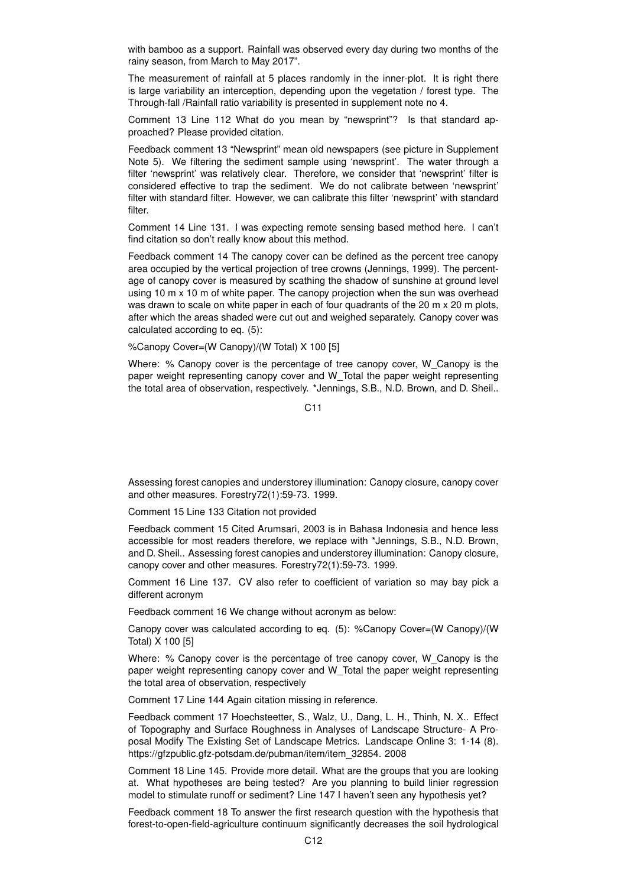with bamboo as a support. Rainfall was observed every day during two months of the rainy season, from March to May 2017".

The measurement of rainfall at 5 places randomly in the inner-plot. It is right there is large variability an interception, depending upon the vegetation / forest type. The Through-fall /Rainfall ratio variability is presented in supplement note no 4.

Comment 13 Line 112 What do you mean by "newsprint"? Is that standard approached? Please provided citation.

Feedback comment 13 "Newsprint" mean old newspapers (see picture in Supplement Note 5). We filtering the sediment sample using 'newsprint'. The water through a filter 'newsprint' was relatively clear. Therefore, we consider that 'newsprint' filter is considered effective to trap the sediment. We do not calibrate between 'newsprint' filter with standard filter. However, we can calibrate this filter 'newsprint' with standard filter.

Comment 14 Line 131. I was expecting remote sensing based method here. I can't find citation so don't really know about this method.

Feedback comment 14 The canopy cover can be defined as the percent tree canopy area occupied by the vertical projection of tree crowns (Jennings, 1999). The percentage of canopy cover is measured by scathing the shadow of sunshine at ground level using 10 m x 10 m of white paper. The canopy projection when the sun was overhead was drawn to scale on white paper in each of four quadrants of the 20 m x 20 m plots, after which the areas shaded were cut out and weighed separately. Canopy cover was calculated according to eq. (5):

%Canopy Cover=(W Canopy)/(W Total) X 100 [5]

Where: % Canopy cover is the percentage of tree canopy cover, W_Canopy is the paper weight representing canopy cover and W_Total the paper weight representing the total area of observation, respectively. *Jennings, S.B., N.D. Brown, and D. Sheil.. Assessing forest canopies and understorey illumination: Canopy closure, canopy cover and other measures. Forestry72(1):59-73. 1999.

Comment 15 Line 133 Citation not provided

Feedback comment 15 Cited Arumsari, 2003 is in Bahasa Indonesia and hence less accessible for most readers therefore, we replace with *Jennings, S.B., N.D. Brown, and D. Sheil.. Assessing forest canopies and understorey illumination: Canopy closure, canopy cover and other measures. Forestry72(1):59-73. 1999.

Comment 16 Line 137. CV also refer to coefficient of variation so may bay pick a different acronym

Feedback comment 16 We change without acronym as below:

Canopy cover was calculated according to eq. (5): %Canopy Cover=(W Canopy)/(W Total) X 100 [5]

Where: % Canopy cover is the percentage of tree canopy cover, W_Canopy is the paper weight representing canopy cover and W_Total the paper weight representing the total area of observation, respectively

Comment 17 Line 144 Again citation missing in reference.

Feedback comment 17 Hoechsteetter, S., Walz, U., Dang, L. H., Thinh, N. X.. Effect of Topography and Surface Roughness in Analyses of Landscape Structure- A Proposal Modify The Existing Set of Landscape Metrics. Landscape Online 3: 1-14 (8). https://gfzpublic.gfz-potsdam.de/pubman/item/item_32854. 2008

Comment 18 Line 145. Provide more detail. What are the groups that you are looking at. What hypotheses are being tested? Are you planning to build linier regression model to stimulate runoff or sediment? Line 147 I haven't seen any hypothesis yet?

Feedback comment 18 To answer the first research question with the hypothesis that forest-to-open-field-agriculture continuum significantly decreases the soil hydrological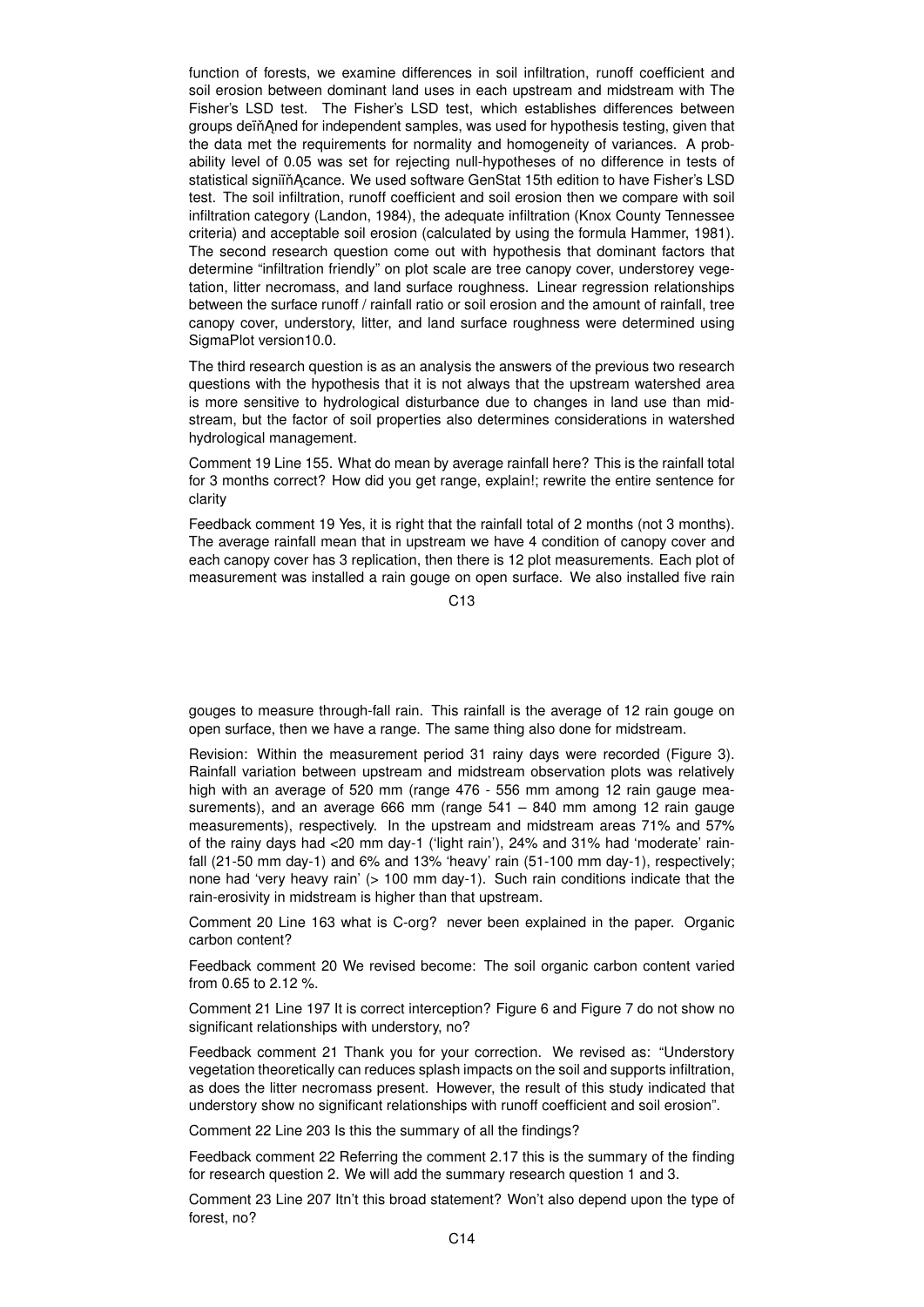function of forests, we examine differences in soil infiltration, runoff coefficient and soil erosion between dominant land uses in each upstream and midstream with The Fisher's LSD test. The Fisher's LSD test, which establishes differences between groups deïňAned for independent samples, was used for hypothesis testing, given that the data met the requirements for normality and homogeneity of variances. A probability level of 0.05 was set for rejecting null-hypotheses of no difference in tests of statistical signiïňAcance. We used software GenStat 15th edition to have Fisher's LSD test. The soil infiltration, runoff coefficient and soil erosion then we compare with soil infiltration category (Landon, 1984), the adequate infiltration (Knox County Tennessee criteria) and acceptable soil erosion (calculated by using the formula Hammer, 1981). The second research question come out with hypothesis that dominant factors that determine "infiltration friendly" on plot scale are tree canopy cover, understorey vegetation, litter necromass, and land surface roughness. Linear regression relationships between the surface runoff / rainfall ratio or soil erosion and the amount of rainfall, tree canopy cover, understory, litter, and land surface roughness were determined using SigmaPlot version10.0.

The third research question is as an analysis the answers of the previous two research questions with the hypothesis that it is not always that the upstream watershed area is more sensitive to hydrological disturbance due to changes in land use than midstream, but the factor of soil properties also determines considerations in watershed hydrological management.

Comment 19 Line 155. What do mean by average rainfall here? This is the rainfall total for 3 months correct? How did you get range, explain!; rewrite the entire sentence for clarity

Feedback comment 19 Yes, it is right that the rainfall total of 2 months (not 3 months). The average rainfall mean that in upstream we have 4 condition of canopy cover and each canopy cover has 3 replication, then there is 12 plot measurements. Each plot of measurement was installed a rain gouge on open surface. We also installed five rain gouges to measure through-fall rain. This rainfall is the average of 12 rain gouge on open surface, then we have a range. The same thing also done for midstream.

Revision: Within the measurement period 31 rainy days were recorded (Figure 3). Rainfall variation between upstream and midstream observation plots was relatively high with an average of 520 mm (range 476 - 556 mm among 12 rain gauge measurements), and an average 666 mm (range 541 – 840 mm among 12 rain gauge measurements), respectively. In the upstream and midstream areas 71% and 57% of the rainy days had <20 mm day-1 ('light rain'), 24% and 31% had 'moderate' rainfall (21-50 mm day-1) and 6% and 13% 'heavy' rain (51-100 mm day-1), respectively; none had 'very heavy rain' (> 100 mm day-1). Such rain conditions indicate that the rain-erosivity in midstream is higher than that upstream.

Comment 20 Line 163 what is C-org? never been explained in the paper. Organic carbon content?

Feedback comment 20 We revised become: The soil organic carbon content varied from 0.65 to 2.12 %.

Comment 21 Line 197 It is correct interception? Figure 6 and Figure 7 do not show no significant relationships with understory, no?

Feedback comment 21 Thank you for your correction. We revised as: "Understory vegetation theoretically can reduces splash impacts on the soil and supports infiltration, as does the litter necromass present. However, the result of this study indicated that understory show no significant relationships with runoff coefficient and soil erosion".

Comment 22 Line 203 Is this the summary of all the findings?

Feedback comment 22 Referring the comment 2.17 this is the summary of the finding for research question 2. We will add the summary research question 1 and 3.

Comment 23 Line 207 Itn't this broad statement? Won't also depend upon the type of forest, no?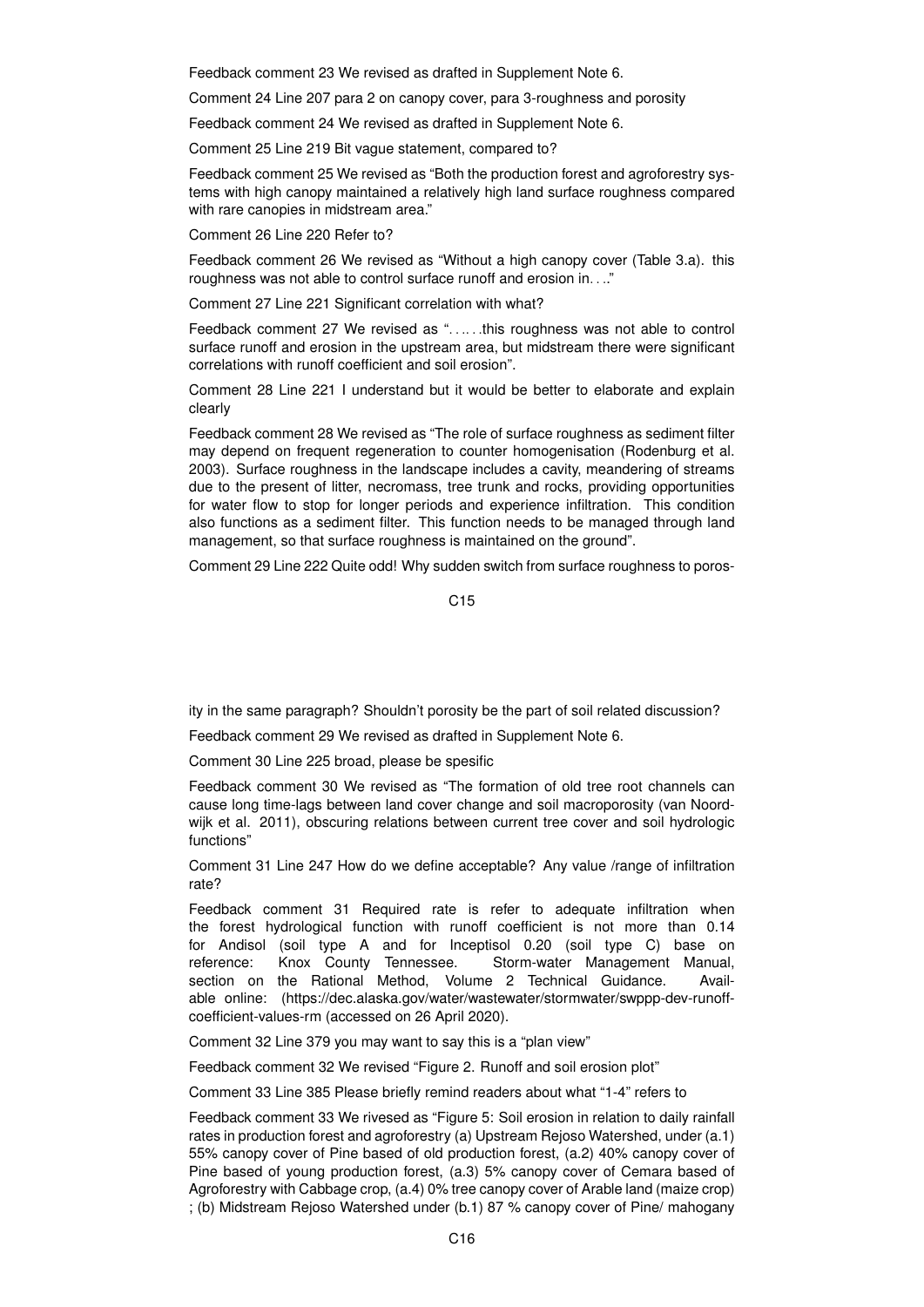Feedback comment 23 We revised as drafted in Supplement Note 6.

Comment 24 Line 207 para 2 on canopy cover, para 3-roughness and porosity

Feedback comment 24 We revised as drafted in Supplement Note 6.

Comment 25 Line 219 Bit vague statement, compared to?

Feedback comment 25 We revised as "Both the production forest and agroforestry systems with high canopy maintained a relatively high land surface roughness compared with rare canopies in midstream area."

Comment 26 Line 220 Refer to?

Feedback comment 26 We revised as "Without a high canopy cover (Table 3.a). this roughness was not able to control surface runoff and erosion in. . .."

Comment 27 Line 221 Significant correlation with what?

Feedback comment 27 We revised as ". . .. . .this roughness was not able to control surface runoff and erosion in the upstream area, but midstream there were significant correlations with runoff coefficient and soil erosion".

Comment 28 Line 221 I understand but it would be better to elaborate and explain clearly

Feedback comment 28 We revised as "The role of surface roughness as sediment filter may depend on frequent regeneration to counter homogenisation (Rodenburg et al. 2003). Surface roughness in the landscape includes a cavity, meandering of streams due to the present of litter, necromass, tree trunk and rocks, providing opportunities for water flow to stop for longer periods and experience infiltration. This condition also functions as a sediment filter. This function needs to be managed through land management, so that surface roughness is maintained on the ground".

Comment 29 Line 222 Quite odd! Why sudden switch from surface roughness to porosity in the same paragraph? Shouldn't porosity be the part of soil related discussion?

Feedback comment 29 We revised as drafted in Supplement Note 6.

Comment 30 Line 225 broad, please be spesific

Feedback comment 30 We revised as "The formation of old tree root channels can cause long time-lags between land cover change and soil macroporosity (van Noordwijk et al. 2011), obscuring relations between current tree cover and soil hydrologic functions"

Comment 31 Line 247 How do we define acceptable? Any value /range of infiltration rate?

Feedback comment 31 Required rate is refer to adequate infiltration when the forest hydrological function with runoff coefficient is not more than 0.14 for Andisol (soil type A and for Inceptisol 0.20 (soil type C) base on reference: Knox County Tennessee. Storm-water Management Manual, section on the Rational Method, Volume 2 Technical Guidance. Available online: (https://dec.alaska.gov/water/wastewater/stormwater/swppp-dev-runoff-coefficient-values-rm (accessed on 26 April 2020).

Comment 32 Line 379 you may want to say this is a "plan view"

Feedback comment 32 We revised "Figure 2. Runoff and soil erosion plot"

Comment 33 Line 385 Please briefly remind readers about what "1-4" refers to

Feedback comment 33 We rivesed as "Figure 5: Soil erosion in relation to daily rainfall rates in production forest and agroforestry (a) Upstream Rejoso Watershed, under (a.1) 55% canopy cover of Pine based of old production forest, (a.2) 40% canopy cover of Pine based of young production forest, (a.3) 5% canopy cover of Cemara based of Agroforestry with Cabbage crop, (a.4) 0% tree canopy cover of Arable land (maize crop) ; (b) Midstream Rejoso Watershed under (b.1) 87 % canopy cover of Pine/ mahogany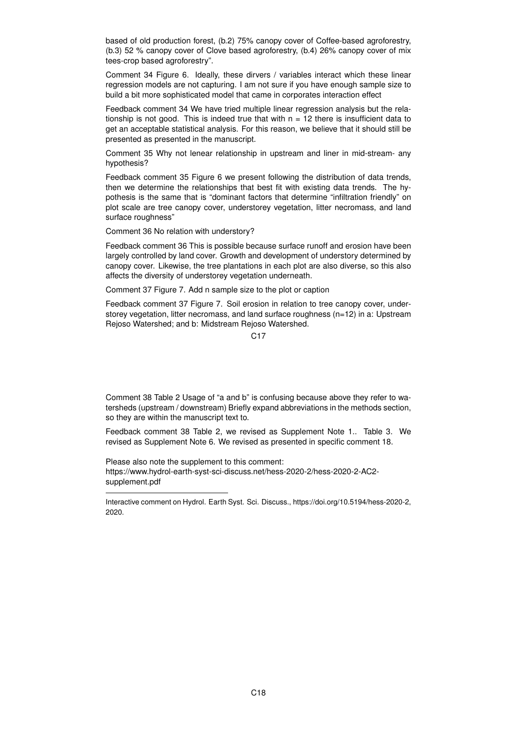based of old production forest, (b.2) 75% canopy cover of Coffee-based agroforestry, (b.3) 52 % canopy cover of Clove based agroforestry, (b.4) 26% canopy cover of mix tees-crop based agroforestry".

Comment 34 Figure 6. Ideally, these dirvers / variables interact which these linear regression models are not capturing. I am not sure if you have enough sample size to build a bit more sophisticated model that came in corporates interaction effect

Feedback comment 34 We have tried multiple linear regression analysis but the relationship is not good. This is indeed true that with n = 12 there is insufficient data to get an acceptable statistical analysis. For this reason, we believe that it should still be presented as presented in the manuscript.

Comment 35 Why not lenear relationship in upstream and liner in mid-stream- any hypothesis?

Feedback comment 35 Figure 6 we present following the distribution of data trends, then we determine the relationships that best fit with existing data trends. The hypothesis is the same that is "dominant factors that determine "infiltration friendly" on plot scale are tree canopy cover, understorey vegetation, litter necromass, and land surface roughness"

Comment 36 No relation with understory?

Feedback comment 36 This is possible because surface runoff and erosion have been largely controlled by land cover. Growth and development of understory determined by canopy cover. Likewise, the tree plantations in each plot are also diverse, so this also affects the diversity of understorey vegetation underneath.

Comment 37 Figure 7. Add n sample size to the plot or caption

Feedback comment 37 Figure 7. Soil erosion in relation to tree canopy cover, understorey vegetation, litter necromass, and land surface roughness (n=12) in a: Upstream Rejoso Watershed; and b: Midstream Rejoso Watershed.

Comment 38 Table 2 Usage of "a and b" is confusing because above they refer to watersheds (upstream / downstream) Briefly expand abbreviations in the methods section, so they are within the manuscript text to.

Feedback comment 38 Table 2, we revised as Supplement Note 1.. Table 3. We revised as Supplement Note 6. We revised as presented in specific comment 18.

Please also note the supplement to this comment:
https://www.hydrol-earth-syst-sci-discuss.net/hess-2020-2/hess-2020-2-AC2-supplement.pdf

---

Interactive comment on Hydrol. Earth Syst. Sci. Discuss., https://doi.org/10.5194/hess-2020-2, 2020.